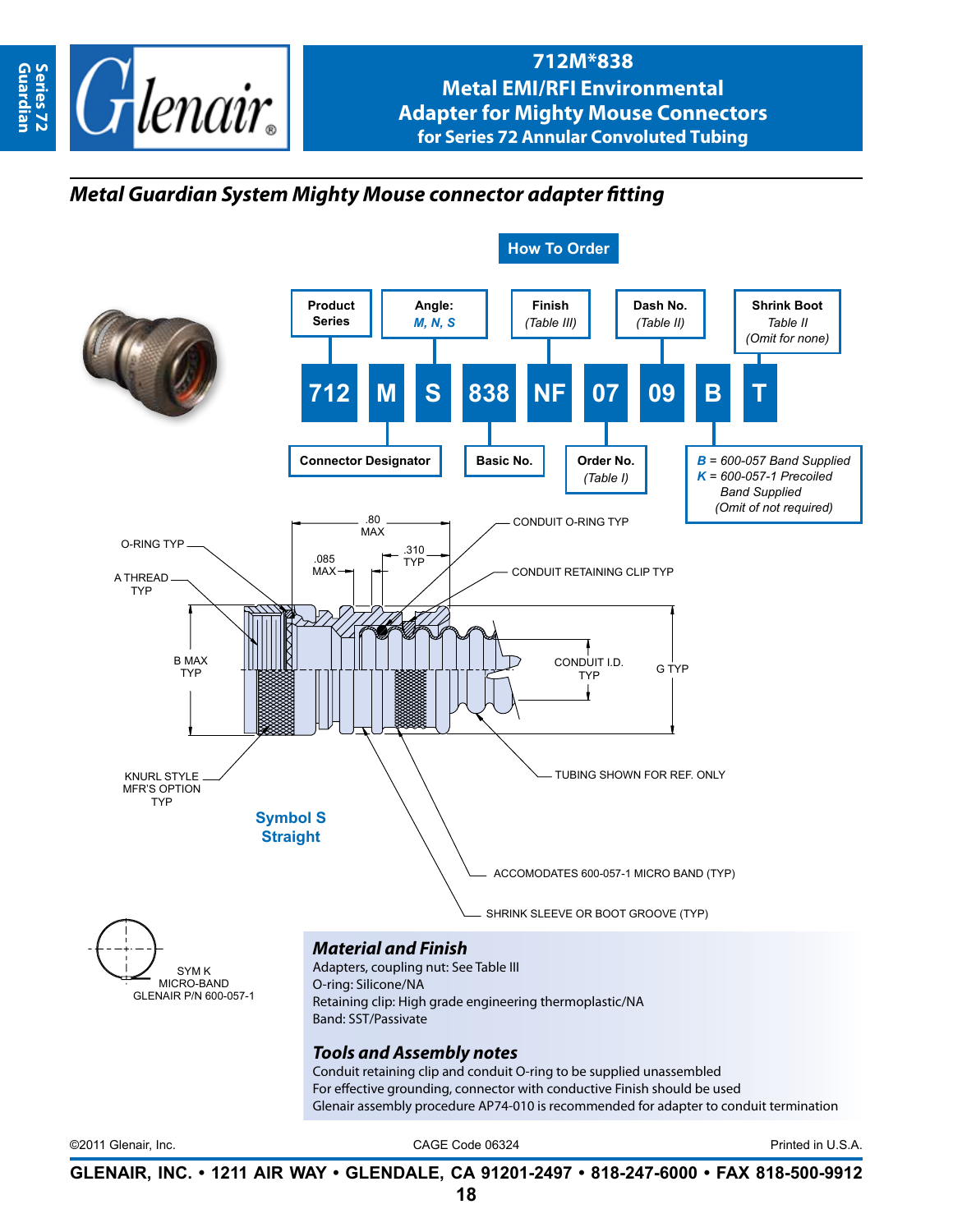# 712M*838
## Metal EMI/RFI Environmental Adapter for Mighty Mouse Connectors for Series 72 Annular Convoluted Tubing

Series 72 Guardian

### *Metal Guardian System Mighty Mouse connector adapter fitting*

**How To Order**

| 712 | M | S | 838 | NF | 07 | 09 | B | T |
|---|---|---|---|---|---|---|---|---|
| Product Series | Connector Designator | Angle: *M, N, S* | Basic No. | Finish *(Table III)* | Order No. *(Table I)* | Dash No. *(Table II)* | *B* = 600-057 Band Supplied; *K* = 600-057-1 Precoiled Band Supplied *(Omit of not required)* | Shrink Boot *Table II (Omit for none)* |

Diagram labels: O-RING TYP; A THREAD TYP; B MAX TYP; KNURL STYLE MFR'S OPTION TYP; .80 MAX; .085 MAX; .310 TYP; CONDUIT O-RING TYP; CONDUIT RETAINING CLIP TYP; CONDUIT I.D. TYP; G TYP; TUBING SHOWN FOR REF. ONLY; ACCOMODATES 600-057-1 MICRO BAND (TYP); SHRINK SLEEVE OR BOOT GROOVE (TYP)

**Symbol S Straight**

SYM K MICRO-BAND GLENAIR P/N 600-057-1

### *Material and Finish*

Adapters, coupling nut: See Table III
O-ring: Silicone/NA
Retaining clip: High grade engineering thermoplastic/NA
Band: SST/Passivate

### *Tools and Assembly notes*

Conduit retaining clip and conduit O-ring to be supplied unassembled
For effective grounding, connector with conductive Finish should be used
Glenair assembly procedure AP74-010 is recommended for adapter to conduit termination

©2011 Glenair, Inc. CAGE Code 06324 Printed in U.S.A.

GLENAIR, INC. • 1211 AIR WAY • GLENDALE, CA 91201-2497 • 818-247-6000 • FAX 818-500-9912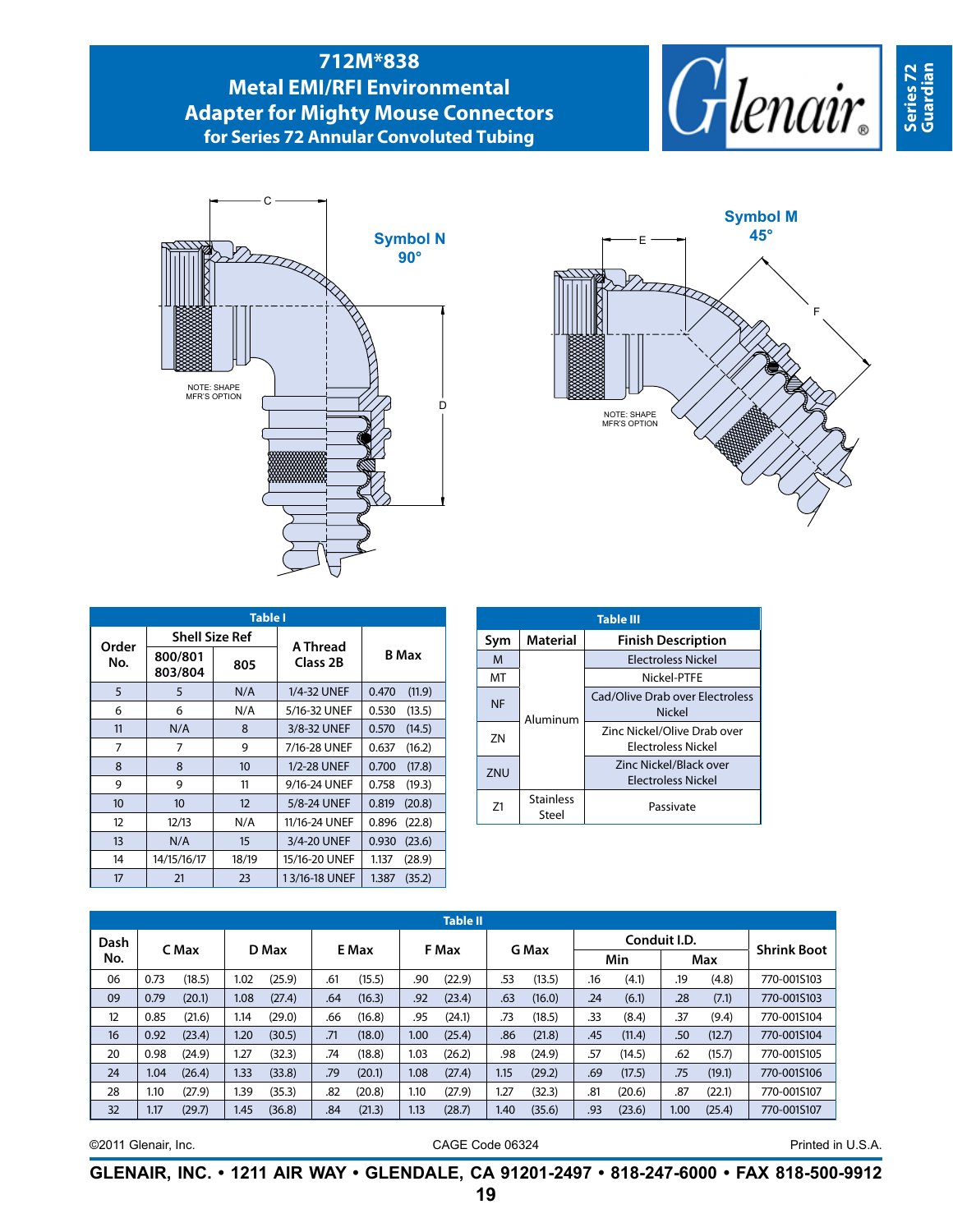# 712M*838

## Metal EMI/RFI Environmental Adapter for Mighty Mouse Connectors for Series 72 Annular Convoluted Tubing

Symbol N
90°

C

D

NOTE: SHAPE
MFR'S OPTION

Symbol M
45°

E

F

NOTE: SHAPE
MFR'S OPTION

**Table I**

| Order No. | Shell Size Ref | | A Thread Class 2B | B Max |
|---|---|---|---|---|
| | 800/801 803/804 | 805 | | |
| 5 | 5 | N/A | 1/4-32 UNEF | 0.470 (11.9) |
| 6 | 6 | N/A | 5/16-32 UNEF | 0.530 (13.5) |
| 11 | N/A | 8 | 3/8-32 UNEF | 0.570 (14.5) |
| 7 | 7 | 9 | 7/16-28 UNEF | 0.637 (16.2) |
| 8 | 8 | 10 | 1/2-28 UNEF | 0.700 (17.8) |
| 9 | 9 | 11 | 9/16-24 UNEF | 0.758 (19.3) |
| 10 | 10 | 12 | 5/8-24 UNEF | 0.819 (20.8) |
| 12 | 12/13 | N/A | 11/16-24 UNEF | 0.896 (22.8) |
| 13 | N/A | 15 | 3/4-20 UNEF | 0.930 (23.6) |
| 14 | 14/15/16/17 | 18/19 | 15/16-20 UNEF | 1.137 (28.9) |
| 17 | 21 | 23 | 1 3/16-18 UNEF | 1.387 (35.2) |

**Table III**

| Sym | Material | Finish Description |
|---|---|---|
| M | Aluminum | Electroless Nickel |
| MT | Aluminum | Nickel-PTFE |
| NF | Aluminum | Cad/Olive Drab over Electroless Nickel |
| ZN | Aluminum | Zinc Nickel/Olive Drab over Electroless Nickel |
| ZNU | Aluminum | Zinc Nickel/Black over Electroless Nickel |
| Z1 | Stainless Steel | Passivate |

**Table II**

| Dash No. | C Max | | D Max | | E Max | | F Max | | G Max | | Conduit I.D. | | | | Shrink Boot |
|---|---|---|---|---|---|---|---|---|---|---|---|---|---|---|---|
| | | | | | | | | | | | Min | | Max | | |
| 06 | 0.73 | (18.5) | 1.02 | (25.9) | .61 | (15.5) | .90 | (22.9) | .53 | (13.5) | .16 | (4.1) | .19 | (4.8) | 770-001S103 |
| 09 | 0.79 | (20.1) | 1.08 | (27.4) | .64 | (16.3) | .92 | (23.4) | .63 | (16.0) | .24 | (6.1) | .28 | (7.1) | 770-001S103 |
| 12 | 0.85 | (21.6) | 1.14 | (29.0) | .66 | (16.8) | .95 | (24.1) | .73 | (18.5) | .33 | (8.4) | .37 | (9.4) | 770-001S104 |
| 16 | 0.92 | (23.4) | 1.20 | (30.5) | .71 | (18.0) | 1.00 | (25.4) | .86 | (21.8) | .45 | (11.4) | .50 | (12.7) | 770-001S104 |
| 20 | 0.98 | (24.9) | 1.27 | (32.3) | .74 | (18.8) | 1.03 | (26.2) | .98 | (24.9) | .57 | (14.5) | .62 | (15.7) | 770-001S105 |
| 24 | 1.04 | (26.4) | 1.33 | (33.8) | .79 | (20.1) | 1.08 | (27.4) | 1.15 | (29.2) | .69 | (17.5) | .75 | (19.1) | 770-001S106 |
| 28 | 1.10 | (27.9) | 1.39 | (35.3) | .82 | (20.8) | 1.10 | (27.9) | 1.27 | (32.3) | .81 | (20.6) | .87 | (22.1) | 770-001S107 |
| 32 | 1.17 | (29.7) | 1.45 | (36.8) | .84 | (21.3) | 1.13 | (28.7) | 1.40 | (35.6) | .93 | (23.6) | 1.00 | (25.4) | 770-001S107 |

©2011 Glenair, Inc. CAGE Code 06324 Printed in U.S.A.

**GLENAIR, INC. • 1211 AIR WAY • GLENDALE, CA 91201-2497 • 818-247-6000 • FAX 818-500-9912**